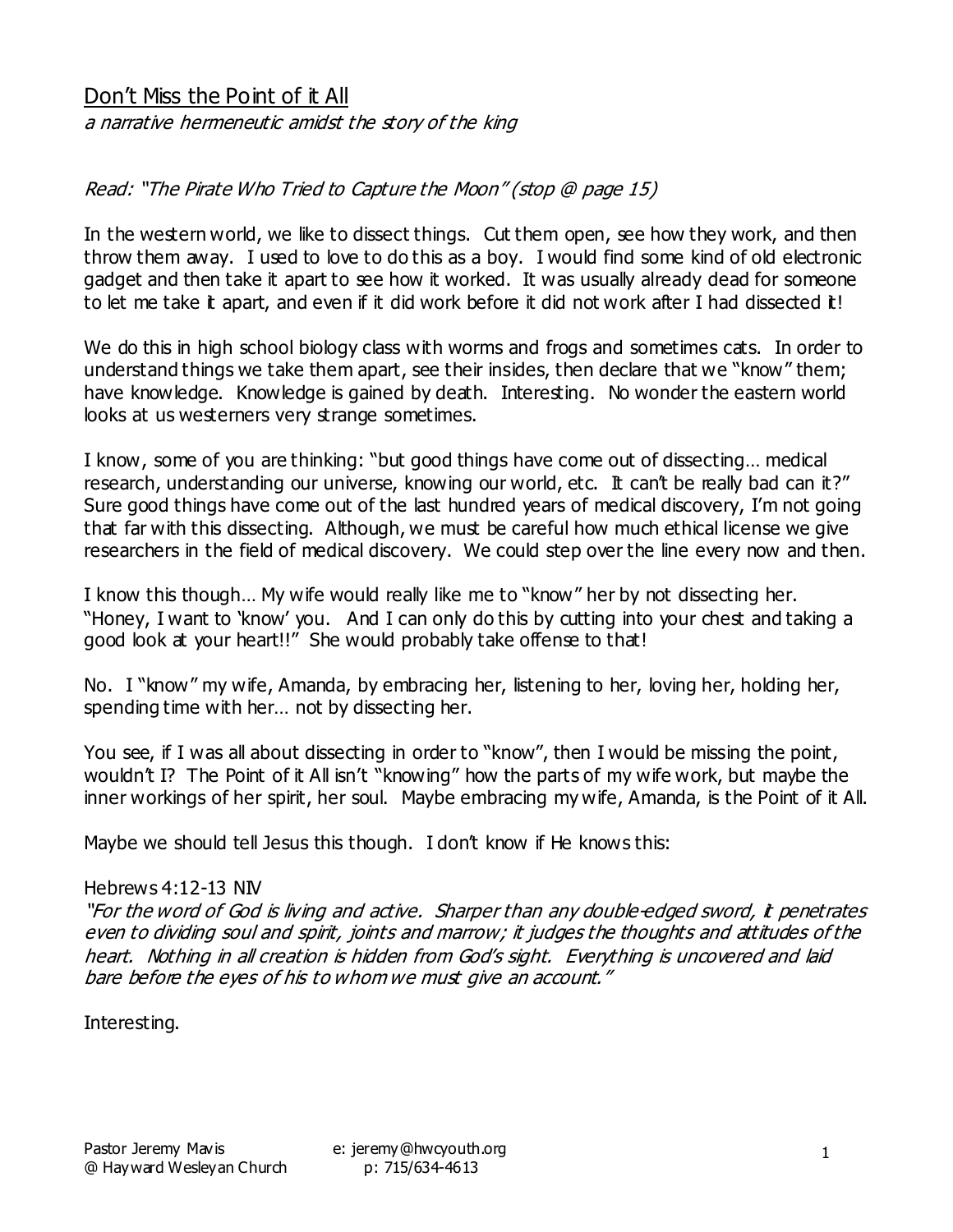# Don't Miss the Point of it All

*a narrative hermeneutic amidst the story of the king*

*Read: "The Pirate Who Tried to Capture the Moon" (stop @ page 15)*

In the western world, we like to dissect things. Cut them open, see how they work, and then throw them away. I used to love to do this as a boy. I would find some kind of old electronic gadget and then take it apart to see how it worked. It was usually already dead for someone to let me take it apart, and even if it did work before it did not work after I had dissected it!

We do this in high school biology class with worms and frogs and sometimes cats. In order to understand things we take them apart, see their insides, then declare that we "know" them; have knowledge. Knowledge is gained by death. Interesting. No wonder the eastern world looks at us westerners very strange sometimes.

I know, some of you are thinking: "but good things have come out of dissecting… medical research, understanding our universe, knowing our world, etc. It can't be really bad can it?" Sure good things have come out of the last hundred years of medical discovery, I'm not going that far with this dissecting. Although, we must be careful how much ethical license we give researchers in the field of medical discovery. We could step over the line every now and then.

I know this though… My wife would really like me to "know" her by not dissecting her. "Honey, I want to 'know' you. And I can only do this by cutting into your chest and taking a good look at your heart!!" She would probably take offense to that!

No. I "know" my wife, Amanda, by embracing her, listening to her, loving her, holding her, spending time with her… not by dissecting her.

You see, if I was all about dissecting in order to "know", then I would be missing the point, wouldn't I? The Point of it All isn't "knowing" how the parts of my wife work, but maybe the inner workings of her spirit, her soul. Maybe embracing my wife, Amanda, is the Point of it All.

Maybe we should tell Jesus this though. I don't know if He knows this:

Hebrews 4:12-13 NIV

*"For the word of God is living and active. Sharper than any double-edged sword, it penetrates even to dividing soul and spirit, joints and marrow; it judges the thoughts and attitudes of the heart. Nothing in all creation is hidden from God's sight. Everything is uncovered and laid bare before the eyes of his to whom we must give an account."*

Interesting.

Pastor Jeremy Mavis
@ Hayward Wesleyan Church

e: jeremy@hwcyouth.org
p: 715/634-4613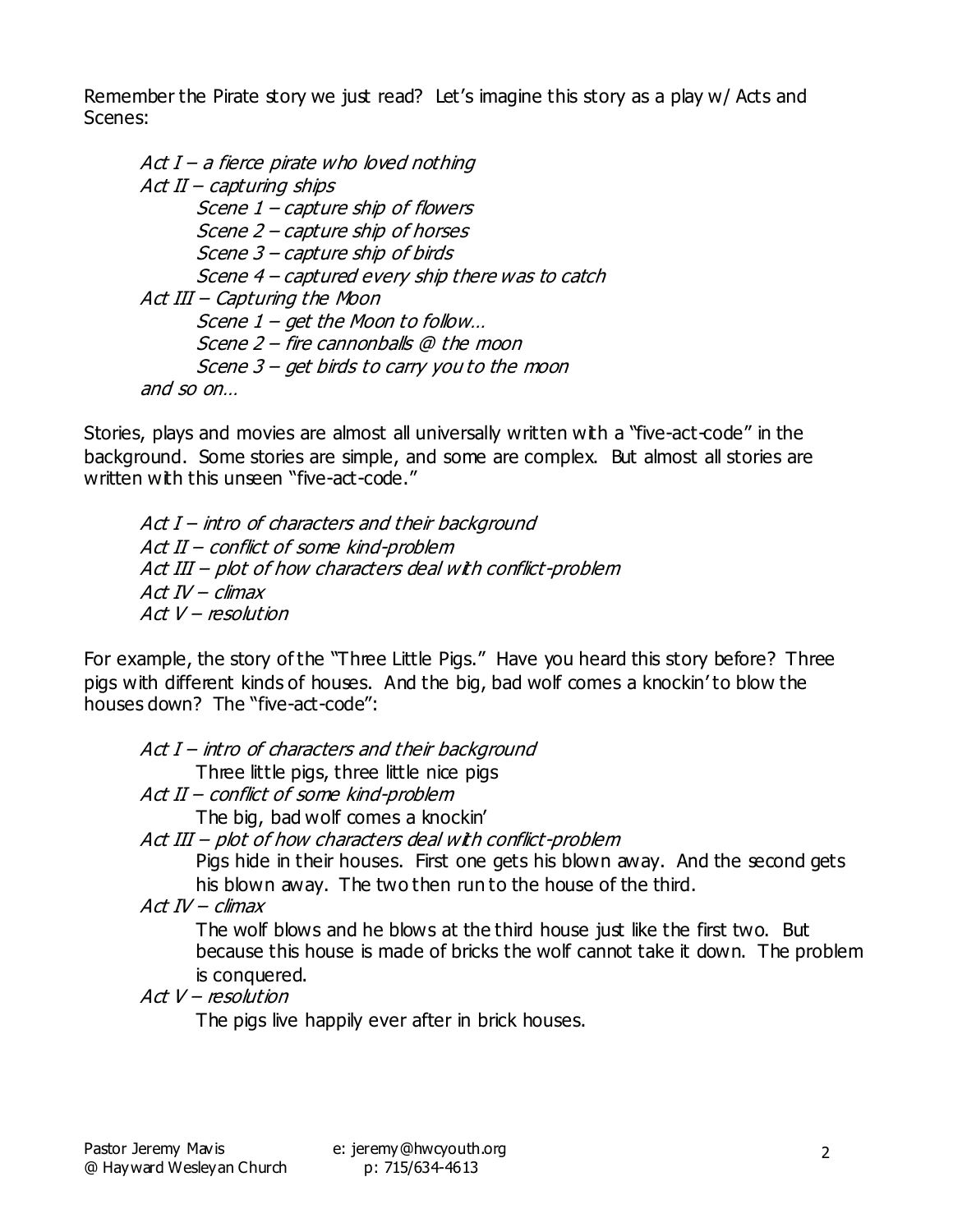Remember the Pirate story we just read? Let's imagine this story as a play w/ Acts and Scenes:

> *Act I – a fierce pirate who loved nothing*
> *Act II – capturing ships*
> > *Scene 1 – capture ship of flowers*
> > *Scene 2 – capture ship of horses*
> > *Scene 3 – capture ship of birds*
> > *Scene 4 – captured every ship there was to catch*
>
> *Act III – Capturing the Moon*
> > *Scene 1 – get the Moon to follow…*
> > *Scene 2 – fire cannonballs @ the moon*
> > *Scene 3 – get birds to carry you to the moon*
>
> *and so on…*

Stories, plays and movies are almost all universally written with a "five-act-code" in the background. Some stories are simple, and some are complex. But almost all stories are written with this unseen "five-act-code."

> *Act I – intro of characters and their background*
> *Act II – conflict of some kind-problem*
> *Act III – plot of how characters deal with conflict-problem*
> *Act IV – climax*
> *Act V – resolution*

For example, the story of the "Three Little Pigs." Have you heard this story before? Three pigs with different kinds of houses. And the big, bad wolf comes a knockin' to blow the houses down? The "five-act-code":

> *Act I – intro of characters and their background*
> > Three little pigs, three little nice pigs
>
> *Act II – conflict of some kind-problem*
> > The big, bad wolf comes a knockin'
>
> *Act III – plot of how characters deal with conflict-problem*
> > Pigs hide in their houses. First one gets his blown away. And the second gets his blown away. The two then run to the house of the third.
>
> *Act IV – climax*
> > The wolf blows and he blows at the third house just like the first two. But because this house is made of bricks the wolf cannot take it down. The problem is conquered.
>
> *Act V – resolution*
> > The pigs live happily ever after in brick houses.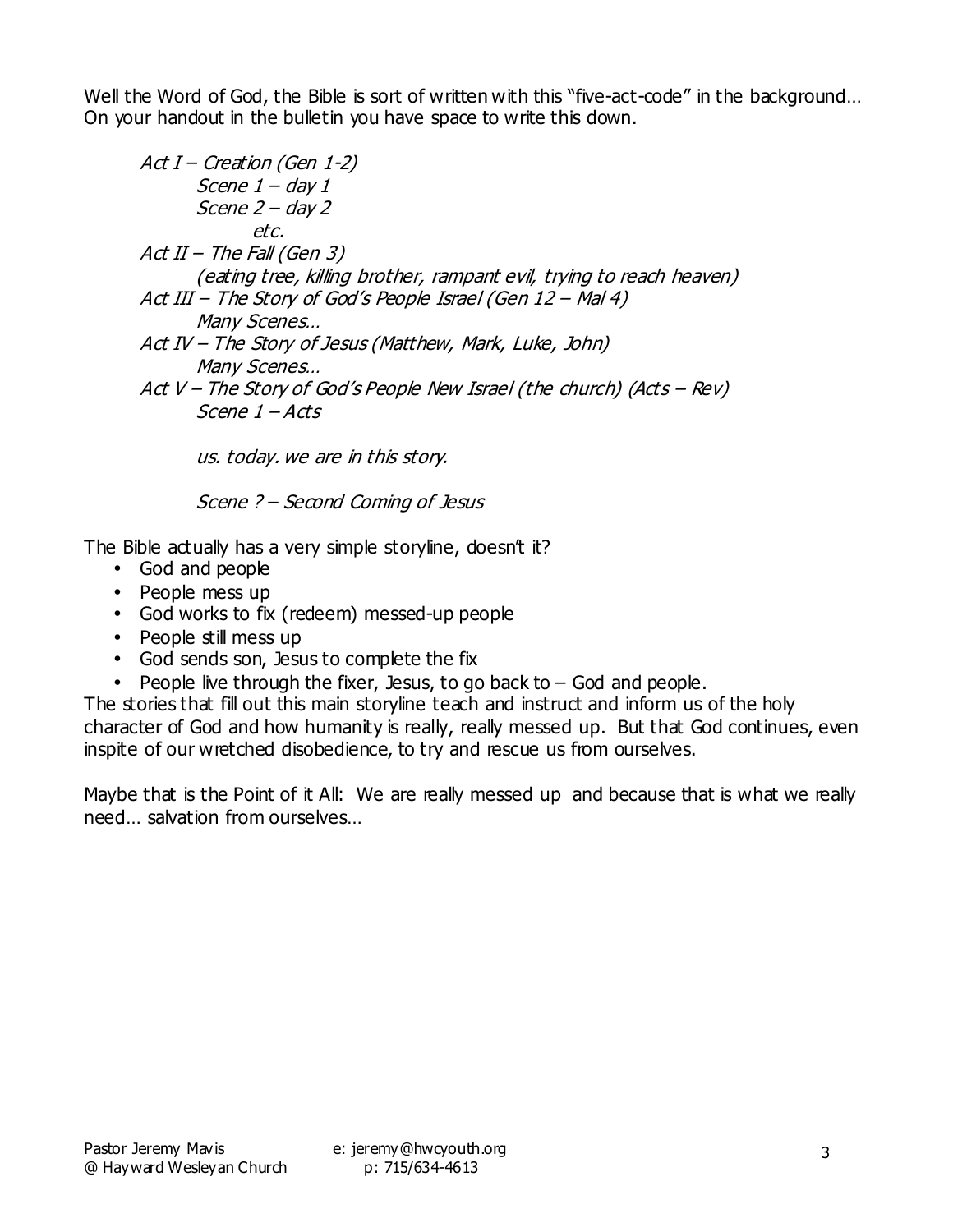Well the Word of God, the Bible is sort of written with this "five-act-code" in the background… On your handout in the bulletin you have space to write this down.

> *Act I – Creation (Gen 1-2)*
> > *Scene 1 – day 1*
> > *Scene 2 – day 2*
> > > *etc.*
>
> *Act II – The Fall (Gen 3)*
> > *(eating tree, killing brother, rampant evil, trying to reach heaven)*
>
> *Act III – The Story of God's People Israel (Gen 12 – Mal 4)*
> > *Many Scenes…*
>
> *Act IV – The Story of Jesus (Matthew, Mark, Luke, John)*
> > *Many Scenes…*
>
> *Act V – The Story of God's People New Israel (the church) (Acts – Rev)*
> > *Scene 1 – Acts*
> >
> > *us. today. we are in this story.*
> >
> > *Scene ? – Second Coming of Jesus*

The Bible actually has a very simple storyline, doesn't it?

- God and people
- People mess up
- God works to fix (redeem) messed-up people
- People still mess up
- God sends son, Jesus to complete the fix
- People live through the fixer, Jesus, to go back to – God and people.

The stories that fill out this main storyline teach and instruct and inform us of the holy character of God and how humanity is really, really messed up. But that God continues, even inspite of our wretched disobedience, to try and rescue us from ourselves.

Maybe that is the Point of it All: We are really messed up and because that is what we really need… salvation from ourselves…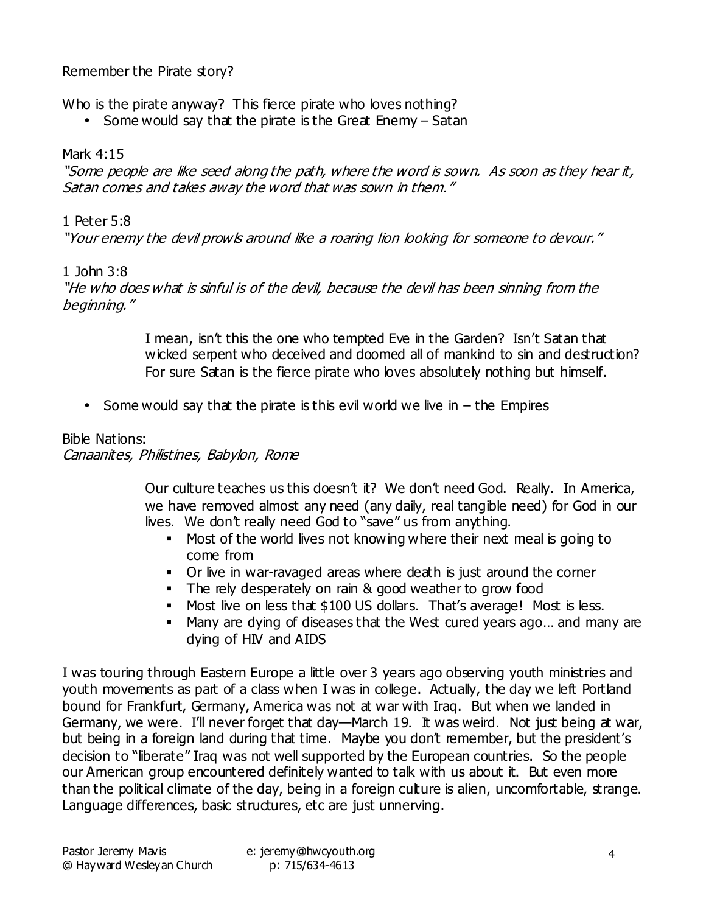Remember the Pirate story?

Who is the pirate anyway? This fierce pirate who loves nothing?

- Some would say that the pirate is the Great Enemy – Satan

Mark 4:15
*"Some people are like seed along the path, where the word is sown. As soon as they hear it, Satan comes and takes away the word that was sown in them."*

1 Peter 5:8
*"Your enemy the devil prowls around like a roaring lion looking for someone to devour."*

1 John 3:8
*"He who does what is sinful is of the devil, because the devil has been sinning from the beginning."*

> I mean, isn't this the one who tempted Eve in the Garden? Isn't Satan that wicked serpent who deceived and doomed all of mankind to sin and destruction? For sure Satan is the fierce pirate who loves absolutely nothing but himself.

- Some would say that the pirate is this evil world we live in – the Empires

Bible Nations:
*Canaanites, Philistines, Babylon, Rome*

> Our culture teaches us this doesn't it? We don't need God. Really. In America, we have removed almost any need (any daily, real tangible need) for God in our lives. We don't really need God to "save" us from anything.
>
> - Most of the world lives not knowing where their next meal is going to come from
> - Or live in war-ravaged areas where death is just around the corner
> - The rely desperately on rain & good weather to grow food
> - Most live on less that $100 US dollars. That's average! Most is less.
> - Many are dying of diseases that the West cured years ago… and many are dying of HIV and AIDS

I was touring through Eastern Europe a little over 3 years ago observing youth ministries and youth movements as part of a class when I was in college. Actually, the day we left Portland bound for Frankfurt, Germany, America was not at war with Iraq. But when we landed in Germany, we were. I'll never forget that day—March 19. It was weird. Not just being at war, but being in a foreign land during that time. Maybe you don't remember, but the president's decision to "liberate" Iraq was not well supported by the European countries. So the people our American group encountered definitely wanted to talk with us about it. But even more than the political climate of the day, being in a foreign culture is alien, uncomfortable, strange. Language differences, basic structures, etc are just unnerving.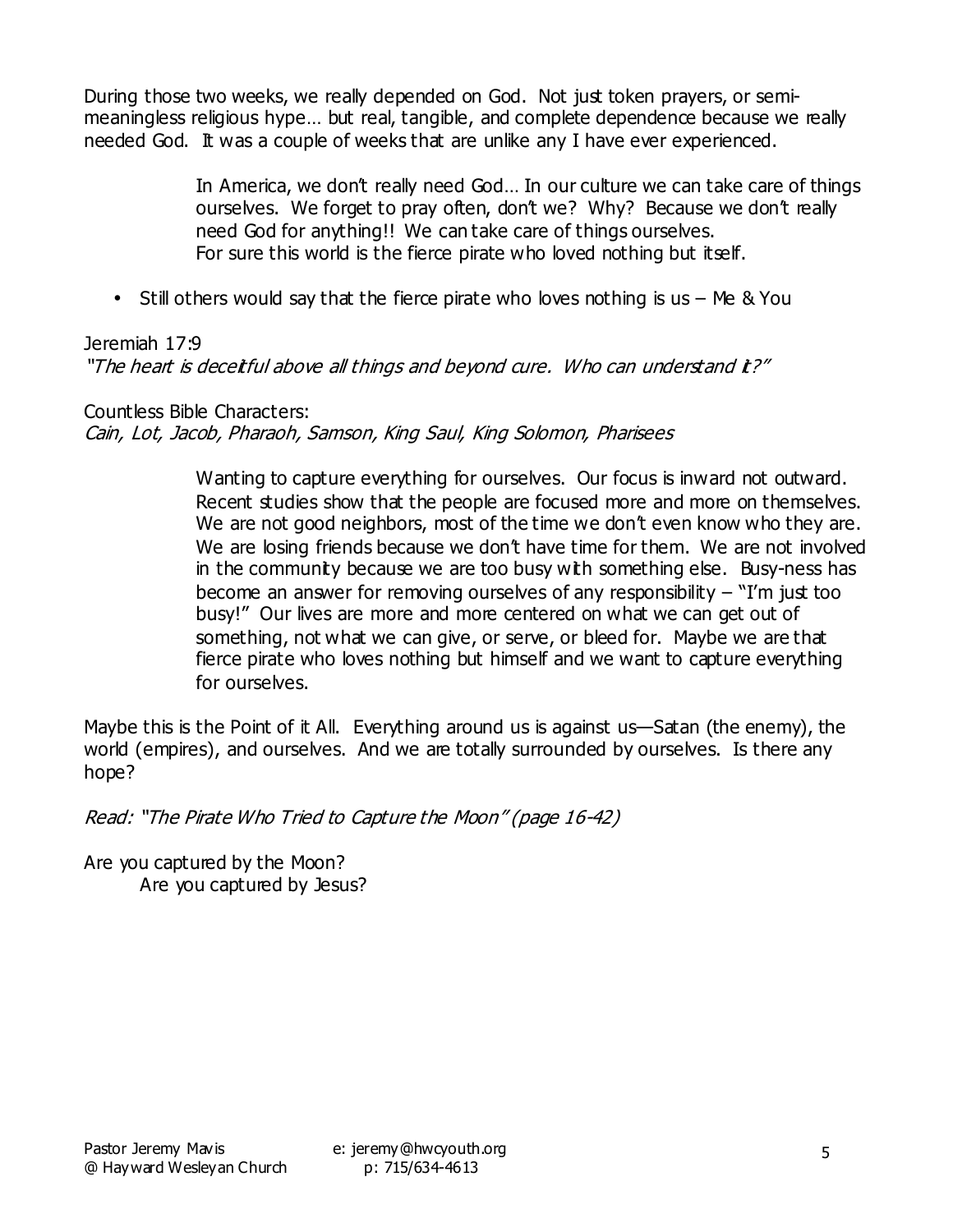During those two weeks, we really depended on God. Not just token prayers, or semi-meaningless religious hype… but real, tangible, and complete dependence because we really needed God. It was a couple of weeks that are unlike any I have ever experienced.

> In America, we don't really need God… In our culture we can take care of things ourselves. We forget to pray often, don't we? Why? Because we don't really need God for anything!! We can take care of things ourselves.
> For sure this world is the fierce pirate who loved nothing but itself.

- Still others would say that the fierce pirate who loves nothing is us – Me & You

Jeremiah 17:9
*"The heart is deceitful above all things and beyond cure. Who can understand it?"*

Countless Bible Characters:
*Cain, Lot, Jacob, Pharaoh, Samson, King Saul, King Solomon, Pharisees*

> Wanting to capture everything for ourselves. Our focus is inward not outward. Recent studies show that the people are focused more and more on themselves. We are not good neighbors, most of the time we don't even know who they are. We are losing friends because we don't have time for them. We are not involved in the community because we are too busy with something else. Busy-ness has become an answer for removing ourselves of any responsibility – "I'm just too busy!" Our lives are more and more centered on what we can get out of something, not what we can give, or serve, or bleed for. Maybe we are that fierce pirate who loves nothing but himself and we want to capture everything for ourselves.

Maybe this is the Point of it All. Everything around us is against us—Satan (the enemy), the world (empires), and ourselves. And we are totally surrounded by ourselves. Is there any hope?

*Read: "The Pirate Who Tried to Capture the Moon" (page 16-42)*

Are you captured by the Moon?
    Are you captured by Jesus?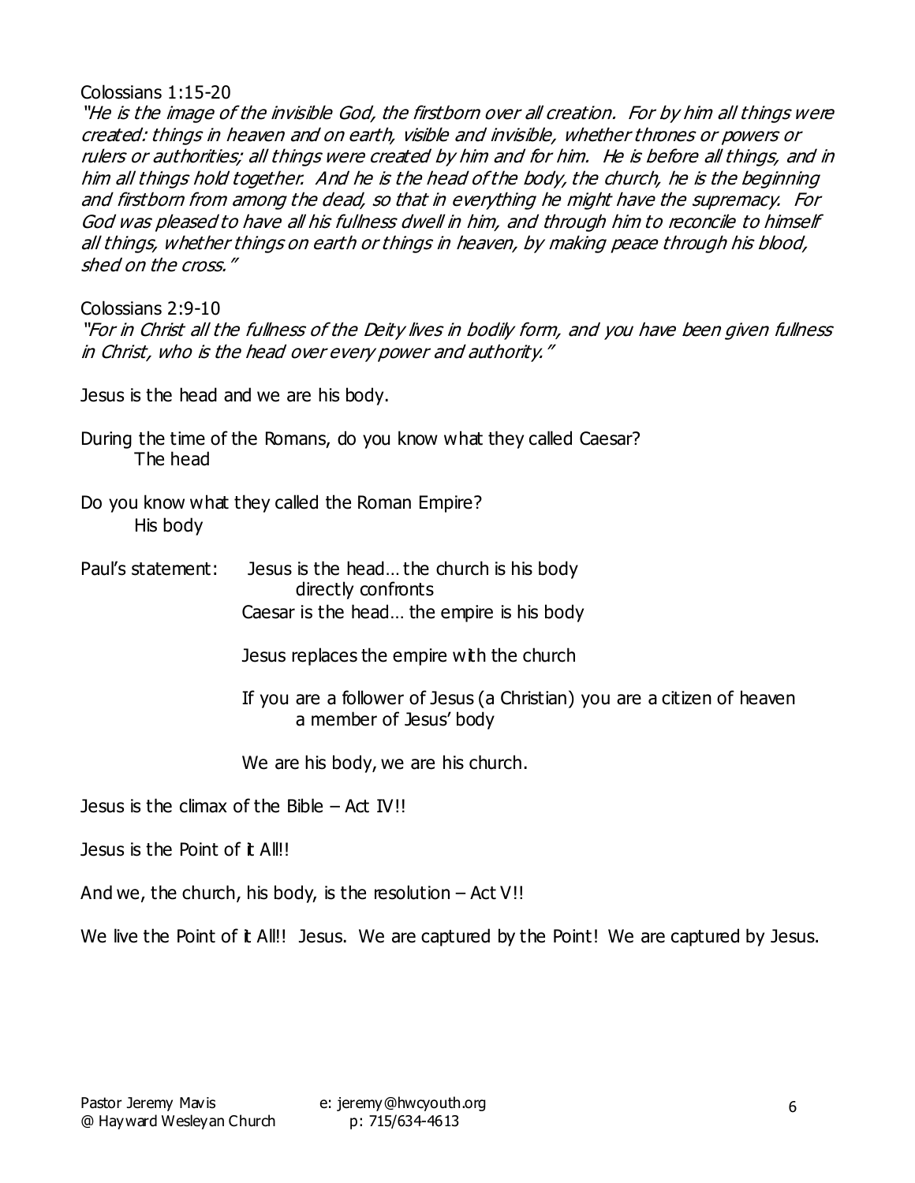Colossians 1:15-20

*"He is the image of the invisible God, the firstborn over all creation. For by him all things were created: things in heaven and on earth, visible and invisible, whether thrones or powers or rulers or authorities; all things were created by him and for him. He is before all things, and in him all things hold together. And he is the head of the body, the church, he is the beginning and firstborn from among the dead, so that in everything he might have the supremacy. For God was pleased to have all his fullness dwell in him, and through him to reconcile to himself all things, whether things on earth or things in heaven, by making peace through his blood, shed on the cross."*

Colossians 2:9-10

*"For in Christ all the fullness of the Deity lives in bodily form, and you have been given fullness in Christ, who is the head over every power and authority."*

Jesus is the head and we are his body.

During the time of the Romans, do you know what they called Caesar?
  The head

Do you know what they called the Roman Empire?
  His body

Paul's statement: Jesus is the head… the church is his body
  directly confronts
  Caesar is the head… the empire is his body

  Jesus replaces the empire with the church

  If you are a follower of Jesus (a Christian) you are a citizen of heaven
    a member of Jesus' body

  We are his body, we are his church.

Jesus is the climax of the Bible – Act IV!!

Jesus is the Point of it All!!

And we, the church, his body, is the resolution – Act V!!

We live the Point of it All!! Jesus. We are captured by the Point! We are captured by Jesus.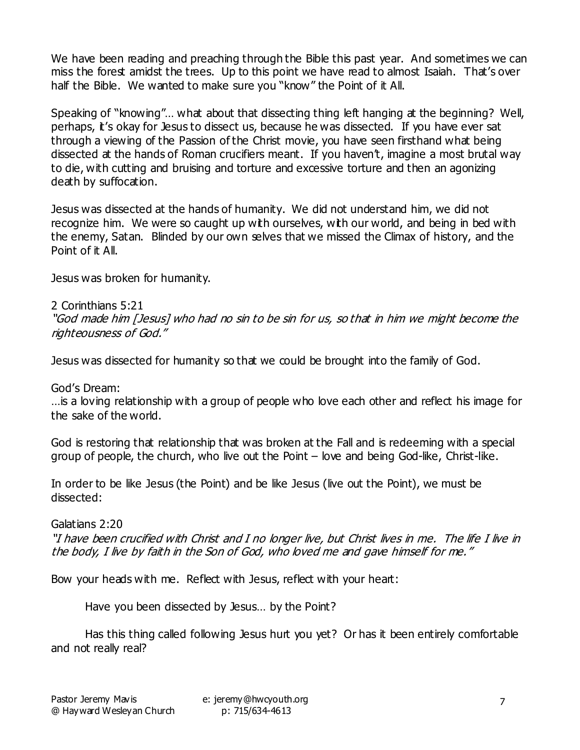We have been reading and preaching through the Bible this past year. And sometimes we can miss the forest amidst the trees. Up to this point we have read to almost Isaiah. That's over half the Bible. We wanted to make sure you "know" the Point of it All.

Speaking of "knowing"… what about that dissecting thing left hanging at the beginning? Well, perhaps, it's okay for Jesus to dissect us, because he was dissected. If you have ever sat through a viewing of the Passion of the Christ movie, you have seen firsthand what being dissected at the hands of Roman crucifiers meant. If you haven't, imagine a most brutal way to die, with cutting and bruising and torture and excessive torture and then an agonizing death by suffocation.

Jesus was dissected at the hands of humanity. We did not understand him, we did not recognize him. We were so caught up with ourselves, with our world, and being in bed with the enemy, Satan. Blinded by our own selves that we missed the Climax of history, and the Point of it All.

Jesus was broken for humanity.

2 Corinthians 5:21
*"God made him [Jesus] who had no sin to be sin for us, so that in him we might become the righteousness of God."*

Jesus was dissected for humanity so that we could be brought into the family of God.

God's Dream:
…is a loving relationship with a group of people who love each other and reflect his image for the sake of the world.

God is restoring that relationship that was broken at the Fall and is redeeming with a special group of people, the church, who live out the Point – love and being God-like, Christ-like.

In order to be like Jesus (the Point) and be like Jesus (live out the Point), we must be dissected:

Galatians 2:20
*"I have been crucified with Christ and I no longer live, but Christ lives in me. The life I live in the body, I live by faith in the Son of God, who loved me and gave himself for me."*

Bow your heads with me. Reflect with Jesus, reflect with your heart:

Have you been dissected by Jesus… by the Point?

Has this thing called following Jesus hurt you yet? Or has it been entirely comfortable and not really real?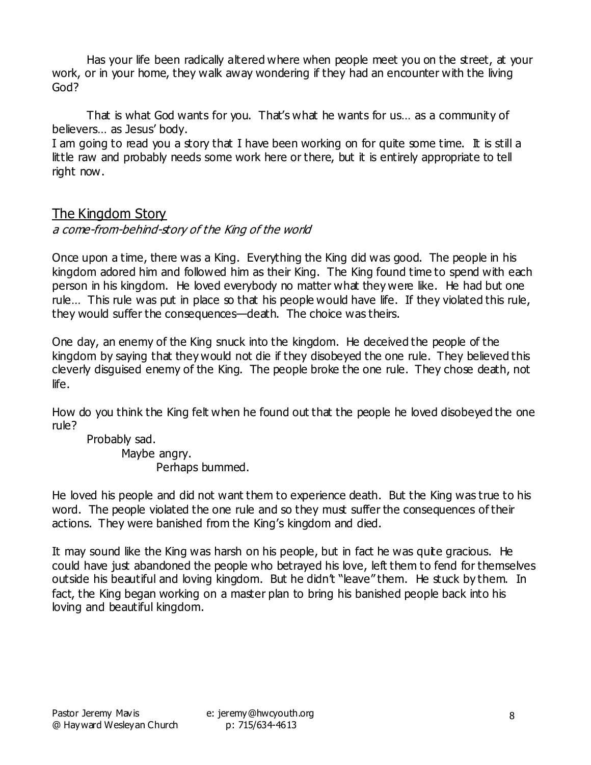Has your life been radically altered where when people meet you on the street, at your work, or in your home, they walk away wondering if they had an encounter with the living God?

That is what God wants for you. That's what he wants for us… as a community of believers… as Jesus' body.

I am going to read you a story that I have been working on for quite some time. It is still a little raw and probably needs some work here or there, but it is entirely appropriate to tell right now.

## The Kingdom Story

*a come-from-behind-story of the King of the world*

Once upon a time, there was a King. Everything the King did was good. The people in his kingdom adored him and followed him as their King. The King found time to spend with each person in his kingdom. He loved everybody no matter what they were like. He had but one rule… This rule was put in place so that his people would have life. If they violated this rule, they would suffer the consequences—death. The choice was theirs.

One day, an enemy of the King snuck into the kingdom. He deceived the people of the kingdom by saying that they would not die if they disobeyed the one rule. They believed this cleverly disguised enemy of the King. The people broke the one rule. They chose death, not life.

How do you think the King felt when he found out that the people he loved disobeyed the one rule?

Probably sad.
Maybe angry.
Perhaps bummed.

He loved his people and did not want them to experience death. But the King was true to his word. The people violated the one rule and so they must suffer the consequences of their actions. They were banished from the King's kingdom and died.

It may sound like the King was harsh on his people, but in fact he was quite gracious. He could have just abandoned the people who betrayed his love, left them to fend for themselves outside his beautiful and loving kingdom. But he didn't "leave" them. He stuck by them. In fact, the King began working on a master plan to bring his banished people back into his loving and beautiful kingdom.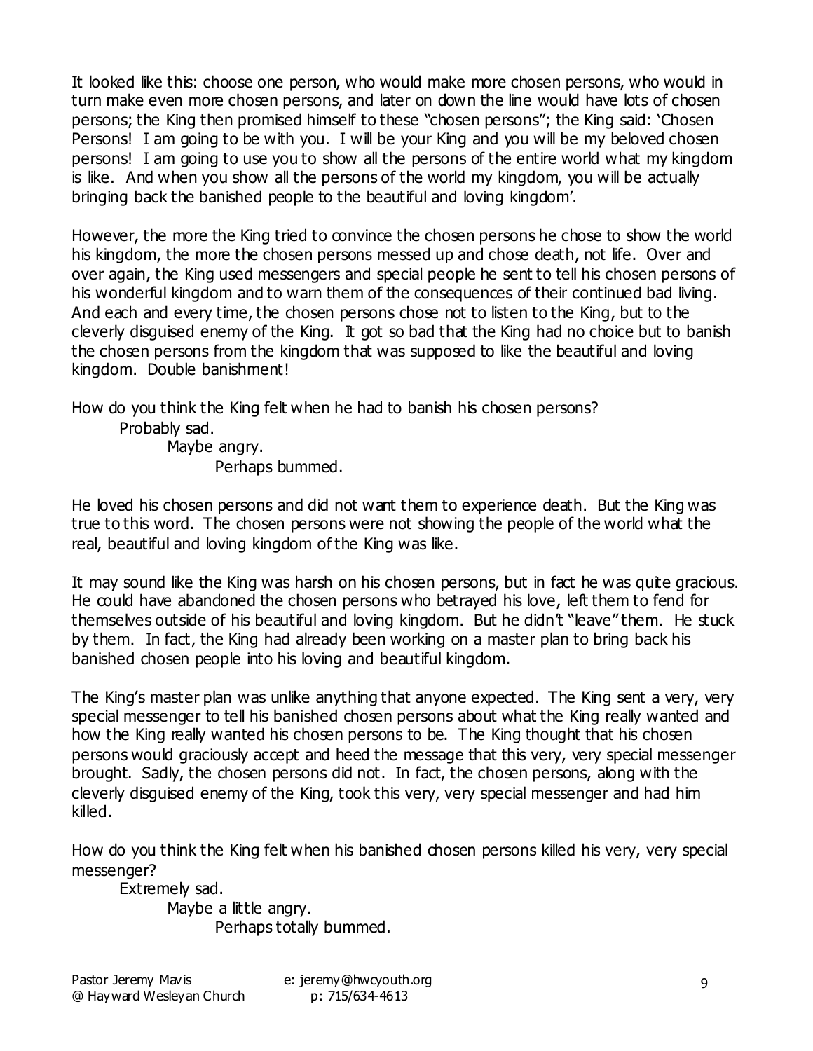It looked like this: choose one person, who would make more chosen persons, who would in turn make even more chosen persons, and later on down the line would have lots of chosen persons; the King then promised himself to these "chosen persons"; the King said: 'Chosen Persons! I am going to be with you. I will be your King and you will be my beloved chosen persons! I am going to use you to show all the persons of the entire world what my kingdom is like. And when you show all the persons of the world my kingdom, you will be actually bringing back the banished people to the beautiful and loving kingdom'.

However, the more the King tried to convince the chosen persons he chose to show the world his kingdom, the more the chosen persons messed up and chose death, not life. Over and over again, the King used messengers and special people he sent to tell his chosen persons of his wonderful kingdom and to warn them of the consequences of their continued bad living. And each and every time, the chosen persons chose not to listen to the King, but to the cleverly disguised enemy of the King. It got so bad that the King had no choice but to banish the chosen persons from the kingdom that was supposed to like the beautiful and loving kingdom. Double banishment!

How do you think the King felt when he had to banish his chosen persons?

Probably sad.

Maybe angry.

Perhaps bummed.

He loved his chosen persons and did not want them to experience death. But the King was true to this word. The chosen persons were not showing the people of the world what the real, beautiful and loving kingdom of the King was like.

It may sound like the King was harsh on his chosen persons, but in fact he was quite gracious. He could have abandoned the chosen persons who betrayed his love, left them to fend for themselves outside of his beautiful and loving kingdom. But he didn't "leave" them. He stuck by them. In fact, the King had already been working on a master plan to bring back his banished chosen people into his loving and beautiful kingdom.

The King's master plan was unlike anything that anyone expected. The King sent a very, very special messenger to tell his banished chosen persons about what the King really wanted and how the King really wanted his chosen persons to be. The King thought that his chosen persons would graciously accept and heed the message that this very, very special messenger brought. Sadly, the chosen persons did not. In fact, the chosen persons, along with the cleverly disguised enemy of the King, took this very, very special messenger and had him killed.

How do you think the King felt when his banished chosen persons killed his very, very special messenger?

Extremely sad.

Maybe a little angry.

Perhaps totally bummed.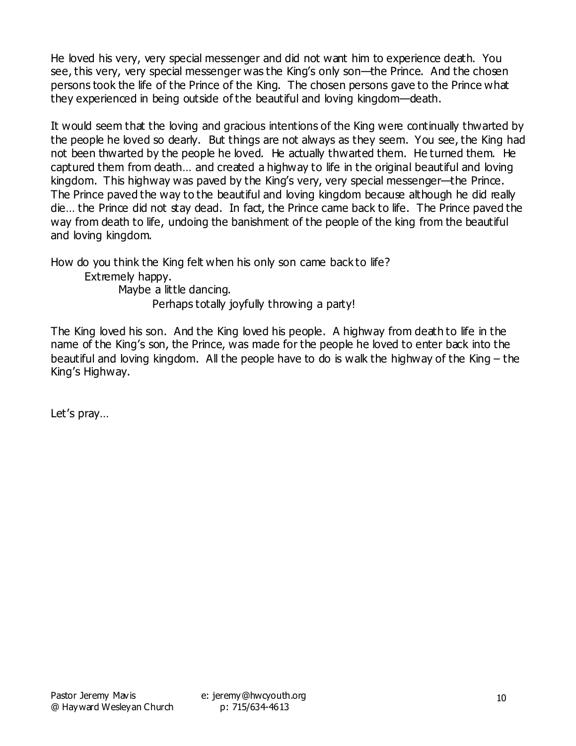He loved his very, very special messenger and did not want him to experience death. You see, this very, very special messenger was the King's only son—the Prince. And the chosen persons took the life of the Prince of the King. The chosen persons gave to the Prince what they experienced in being outside of the beautiful and loving kingdom—death.

It would seem that the loving and gracious intentions of the King were continually thwarted by the people he loved so dearly. But things are not always as they seem. You see, the King had not been thwarted by the people he loved. He actually thwarted them. He turned them. He captured them from death… and created a highway to life in the original beautiful and loving kingdom. This highway was paved by the King's very, very special messenger—the Prince. The Prince paved the way to the beautiful and loving kingdom because although he did really die… the Prince did not stay dead. In fact, the Prince came back to life. The Prince paved the way from death to life, undoing the banishment of the people of the king from the beautiful and loving kingdom.

How do you think the King felt when his only son came back to life?

Extremely happy.

Maybe a little dancing.

Perhaps totally joyfully throwing a party!

The King loved his son. And the King loved his people. A highway from death to life in the name of the King's son, the Prince, was made for the people he loved to enter back into the beautiful and loving kingdom. All the people have to do is walk the highway of the King – the King's Highway.

Let's pray…